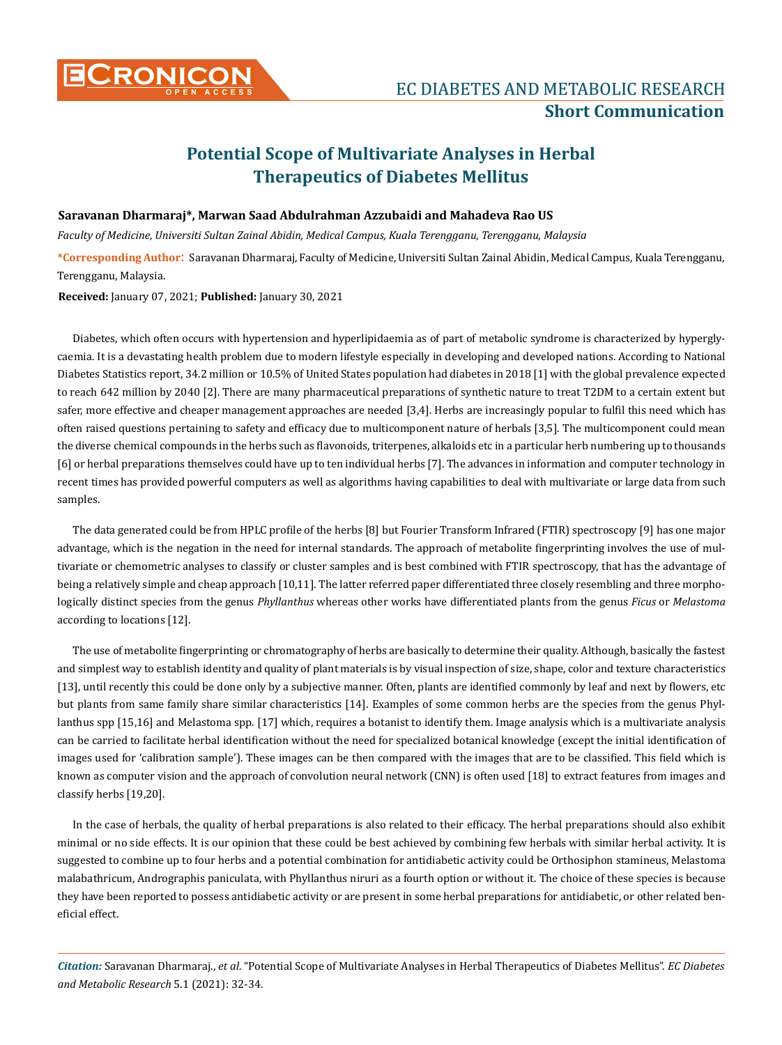# Potential Scope of Multivariate Analyses in Herbal Therapeutics of Diabetes Mellitus

**Saravanan Dharmaraj\*, Marwan Saad Abdulrahman Azzubaidi and Mahadeva Rao US**

*Faculty of Medicine, Universiti Sultan Zainal Abidin, Medical Campus, Kuala Terengganu, Terengganu, Malaysia*

**\*Corresponding Author**: Saravanan Dharmaraj, Faculty of Medicine, Universiti Sultan Zainal Abidin, Medical Campus, Kuala Terengganu, Terengganu, Malaysia.

**Received:** January 07, 2021; **Published:** January 30, 2021

Diabetes, which often occurs with hypertension and hyperlipidaemia as of part of metabolic syndrome is characterized by hyperglycaemia. It is a devastating health problem due to modern lifestyle especially in developing and developed nations. According to National Diabetes Statistics report, 34.2 million or 10.5% of United States population had diabetes in 2018 [1] with the global prevalence expected to reach 642 million by 2040 [2]. There are many pharmaceutical preparations of synthetic nature to treat T2DM to a certain extent but safer, more effective and cheaper management approaches are needed [3,4]. Herbs are increasingly popular to fulfil this need which has often raised questions pertaining to safety and efficacy due to multicomponent nature of herbals [3,5]. The multicomponent could mean the diverse chemical compounds in the herbs such as flavonoids, triterpenes, alkaloids etc in a particular herb numbering up to thousands [6] or herbal preparations themselves could have up to ten individual herbs [7]. The advances in information and computer technology in recent times has provided powerful computers as well as algorithms having capabilities to deal with multivariate or large data from such samples.

The data generated could be from HPLC profile of the herbs [8] but Fourier Transform Infrared (FTIR) spectroscopy [9] has one major advantage, which is the negation in the need for internal standards. The approach of metabolite fingerprinting involves the use of multivariate or chemometric analyses to classify or cluster samples and is best combined with FTIR spectroscopy, that has the advantage of being a relatively simple and cheap approach [10,11]. The latter referred paper differentiated three closely resembling and three morphologically distinct species from the genus *Phyllanthus* whereas other works have differentiated plants from the genus *Ficus* or *Melastoma* according to locations [12].

The use of metabolite fingerprinting or chromatography of herbs are basically to determine their quality. Although, basically the fastest and simplest way to establish identity and quality of plant materials is by visual inspection of size, shape, color and texture characteristics [13], until recently this could be done only by a subjective manner. Often, plants are identified commonly by leaf and next by flowers, etc but plants from same family share similar characteristics [14]. Examples of some common herbs are the species from the genus Phyllanthus spp [15,16] and Melastoma spp. [17] which, requires a botanist to identify them. Image analysis which is a multivariate analysis can be carried to facilitate herbal identification without the need for specialized botanical knowledge (except the initial identification of images used for 'calibration sample'). These images can be then compared with the images that are to be classified. This field which is known as computer vision and the approach of convolution neural network (CNN) is often used [18] to extract features from images and classify herbs [19,20].

In the case of herbals, the quality of herbal preparations is also related to their efficacy. The herbal preparations should also exhibit minimal or no side effects. It is our opinion that these could be best achieved by combining few herbals with similar herbal activity. It is suggested to combine up to four herbs and a potential combination for antidiabetic activity could be Orthosiphon stamineus, Melastoma malabathricum, Andrographis paniculata, with Phyllanthus niruri as a fourth option or without it. The choice of these species is because they have been reported to possess antidiabetic activity or are present in some herbal preparations for antidiabetic, or other related beneficial effect.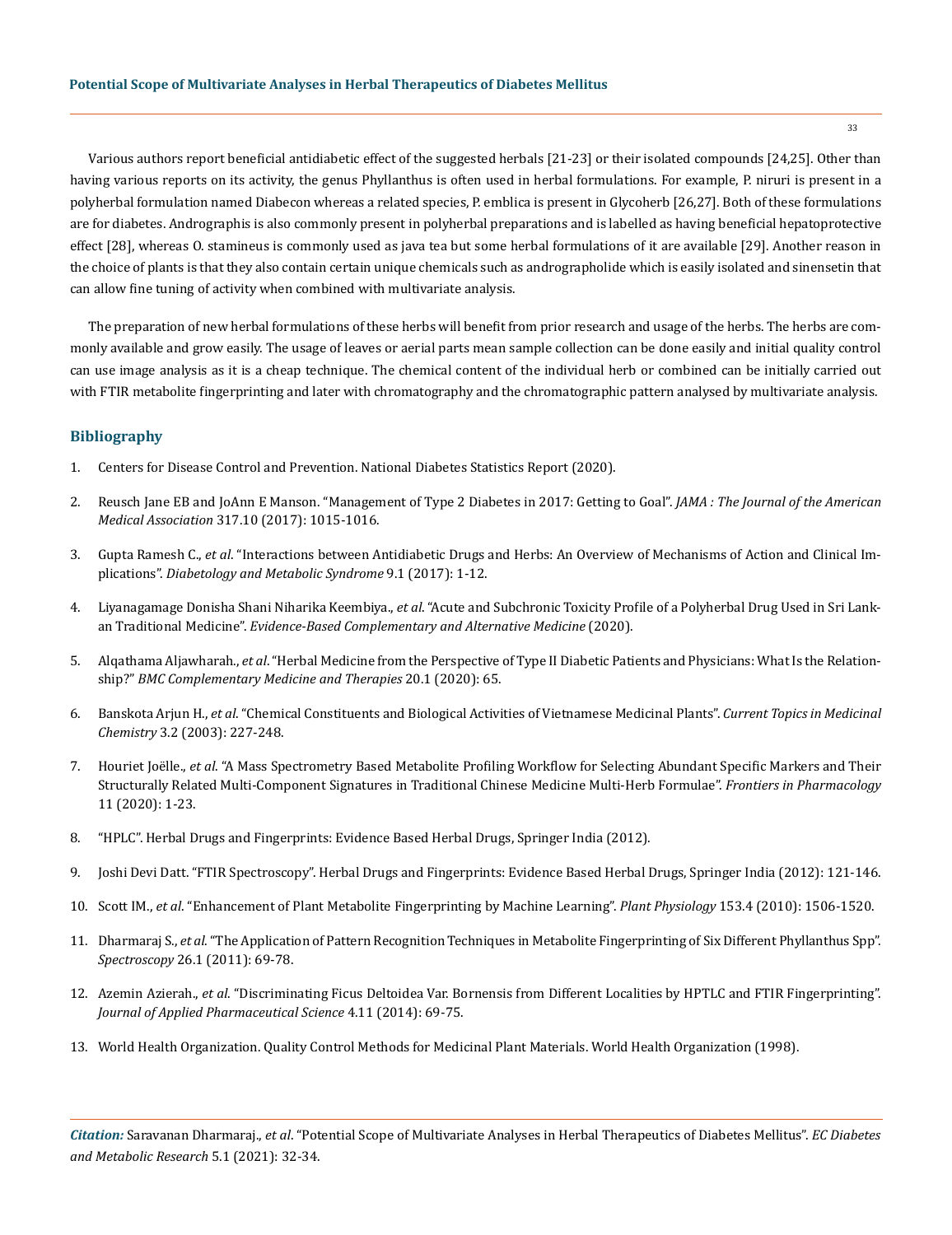Various authors report beneficial antidiabetic effect of the suggested herbals [21-23] or their isolated compounds [24,25]. Other than having various reports on its activity, the genus Phyllanthus is often used in herbal formulations. For example, P. niruri is present in a polyherbal formulation named Diabecon whereas a related species, P. emblica is present in Glycoherb [26,27]. Both of these formulations are for diabetes. Andrographis is also commonly present in polyherbal preparations and is labelled as having beneficial hepatoprotective effect [28], whereas O. stamineus is commonly used as java tea but some herbal formulations of it are available [29]. Another reason in the choice of plants is that they also contain certain unique chemicals such as andrographolide which is easily isolated and sinensetin that can allow fine tuning of activity when combined with multivariate analysis.

The preparation of new herbal formulations of these herbs will benefit from prior research and usage of the herbs. The herbs are commonly available and grow easily. The usage of leaves or aerial parts mean sample collection can be done easily and initial quality control can use image analysis as it is a cheap technique. The chemical content of the individual herb or combined can be initially carried out with FTIR metabolite fingerprinting and later with chromatography and the chromatographic pattern analysed by multivariate analysis.

## Bibliography

1. Centers for Disease Control and Prevention. National Diabetes Statistics Report (2020).
2. Reusch Jane EB and JoAnn E Manson. "Management of Type 2 Diabetes in 2017: Getting to Goal". *JAMA : The Journal of the American Medical Association* 317.10 (2017): 1015-1016.
3. Gupta Ramesh C., *et al*. "Interactions between Antidiabetic Drugs and Herbs: An Overview of Mechanisms of Action and Clinical Implications". *Diabetology and Metabolic Syndrome* 9.1 (2017): 1-12.
4. Liyanagamage Donisha Shani Niharika Keembiya., *et al*. "Acute and Subchronic Toxicity Profile of a Polyherbal Drug Used in Sri Lankan Traditional Medicine". *Evidence-Based Complementary and Alternative Medicine* (2020).
5. Alqathama Aljawharah., *et al*. "Herbal Medicine from the Perspective of Type II Diabetic Patients and Physicians: What Is the Relationship?" *BMC Complementary Medicine and Therapies* 20.1 (2020): 65.
6. Banskota Arjun H., *et al*. "Chemical Constituents and Biological Activities of Vietnamese Medicinal Plants". *Current Topics in Medicinal Chemistry* 3.2 (2003): 227-248.
7. Houriet Joëlle., *et al*. "A Mass Spectrometry Based Metabolite Profiling Workflow for Selecting Abundant Specific Markers and Their Structurally Related Multi-Component Signatures in Traditional Chinese Medicine Multi-Herb Formulae". *Frontiers in Pharmacology* 11 (2020): 1-23.
8. "HPLC". Herbal Drugs and Fingerprints: Evidence Based Herbal Drugs, Springer India (2012).
9. Joshi Devi Datt. "FTIR Spectroscopy". Herbal Drugs and Fingerprints: Evidence Based Herbal Drugs, Springer India (2012): 121-146.
10. Scott IM., *et al*. "Enhancement of Plant Metabolite Fingerprinting by Machine Learning". *Plant Physiology* 153.4 (2010): 1506-1520.
11. Dharmaraj S., *et al*. "The Application of Pattern Recognition Techniques in Metabolite Fingerprinting of Six Different Phyllanthus Spp". *Spectroscopy* 26.1 (2011): 69-78.
12. Azemin Azierah., *et al*. "Discriminating Ficus Deltoidea Var. Bornensis from Different Localities by HPTLC and FTIR Fingerprinting". *Journal of Applied Pharmaceutical Science* 4.11 (2014): 69-75.
13. World Health Organization. Quality Control Methods for Medicinal Plant Materials. World Health Organization (1998).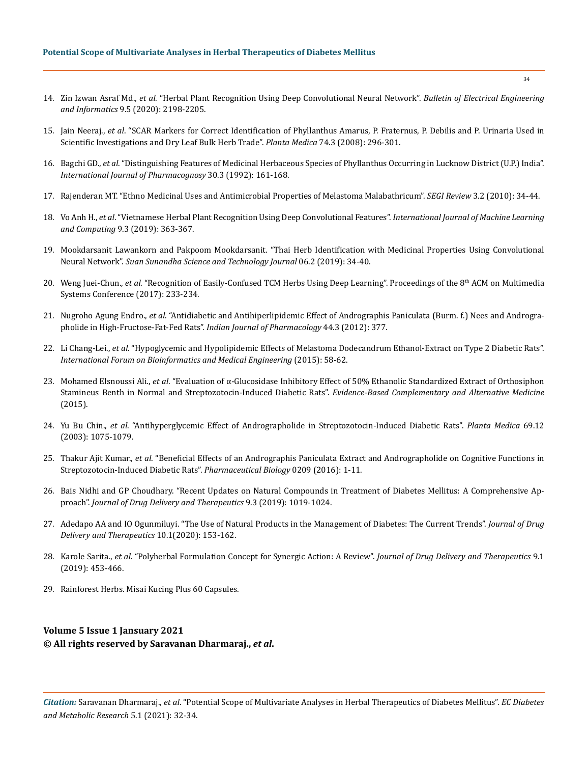14. Zin Izwan Asraf Md., *et al*. "Herbal Plant Recognition Using Deep Convolutional Neural Network". *Bulletin of Electrical Engineering and Informatics* 9.5 (2020): 2198-2205.

15. Jain Neeraj., *et al*. "SCAR Markers for Correct Identification of Phyllanthus Amarus, P. Fraternus, P. Debilis and P. Urinaria Used in Scientific Investigations and Dry Leaf Bulk Herb Trade". *Planta Medica* 74.3 (2008): 296-301.

16. Bagchi GD., *et al*. "Distinguishing Features of Medicinal Herbaceous Species of Phyllanthus Occurring in Lucknow District (U.P.) India". *International Journal of Pharmacognosy* 30.3 (1992): 161-168.

17. Rajenderan MT. "Ethno Medicinal Uses and Antimicrobial Properties of Melastoma Malabathricum". *SEGI Review* 3.2 (2010): 34-44.

18. Vo Anh H., *et al*. "Vietnamese Herbal Plant Recognition Using Deep Convolutional Features". *International Journal of Machine Learning and Computing* 9.3 (2019): 363-367.

19. Mookdarsanit Lawankorn and Pakpoom Mookdarsanit. "Thai Herb Identification with Medicinal Properties Using Convolutional Neural Network". *Suan Sunandha Science and Technology Journal* 06.2 (2019): 34-40.

20. Weng Juei-Chun., *et al*. "Recognition of Easily-Confused TCM Herbs Using Deep Learning". Proceedings of the 8th ACM on Multimedia Systems Conference (2017): 233-234.

21. Nugroho Agung Endro., *et al*. "Antidiabetic and Antihiperlipidemic Effect of Andrographis Paniculata (Burm. f.) Nees and Andrographolide in High-Fructose-Fat-Fed Rats". *Indian Journal of Pharmacology* 44.3 (2012): 377.

22. Li Chang-Lei., *et al*. "Hypoglycemic and Hypolipidemic Effects of Melastoma Dodecandrum Ethanol-Extract on Type 2 Diabetic Rats". *International Forum on Bioinformatics and Medical Engineering* (2015): 58-62.

23. Mohamed Elsnoussi Ali., *et al*. "Evaluation of α-Glucosidase Inhibitory Effect of 50% Ethanolic Standardized Extract of Orthosiphon Stamineus Benth in Normal and Streptozotocin-Induced Diabetic Rats". *Evidence-Based Complementary and Alternative Medicine* (2015).

24. Yu Bu Chin., *et al*. "Antihyperglycemic Effect of Andrographolide in Streptozotocin-Induced Diabetic Rats". *Planta Medica* 69.12 (2003): 1075-1079.

25. Thakur Ajit Kumar., *et al*. "Beneficial Effects of an Andrographis Paniculata Extract and Andrographolide on Cognitive Functions in Streptozotocin-Induced Diabetic Rats". *Pharmaceutical Biology* 0209 (2016): 1-11.

26. Bais Nidhi and GP Choudhary. "Recent Updates on Natural Compounds in Treatment of Diabetes Mellitus: A Comprehensive Approach". *Journal of Drug Delivery and Therapeutics* 9.3 (2019): 1019-1024.

27. Adedapo AA and IO Ogunmiluyi. "The Use of Natural Products in the Management of Diabetes: The Current Trends". *Journal of Drug Delivery and Therapeutics* 10.1(2020): 153-162.

28. Karole Sarita., *et al*. "Polyherbal Formulation Concept for Synergic Action: A Review". *Journal of Drug Delivery and Therapeutics* 9.1 (2019): 453-466.

29. Rainforest Herbs. Misai Kucing Plus 60 Capsules.

**Volume 5 Issue 1 Jansuary 2021**
**© All rights reserved by Saravanan Dharmaraj., *et al*.**